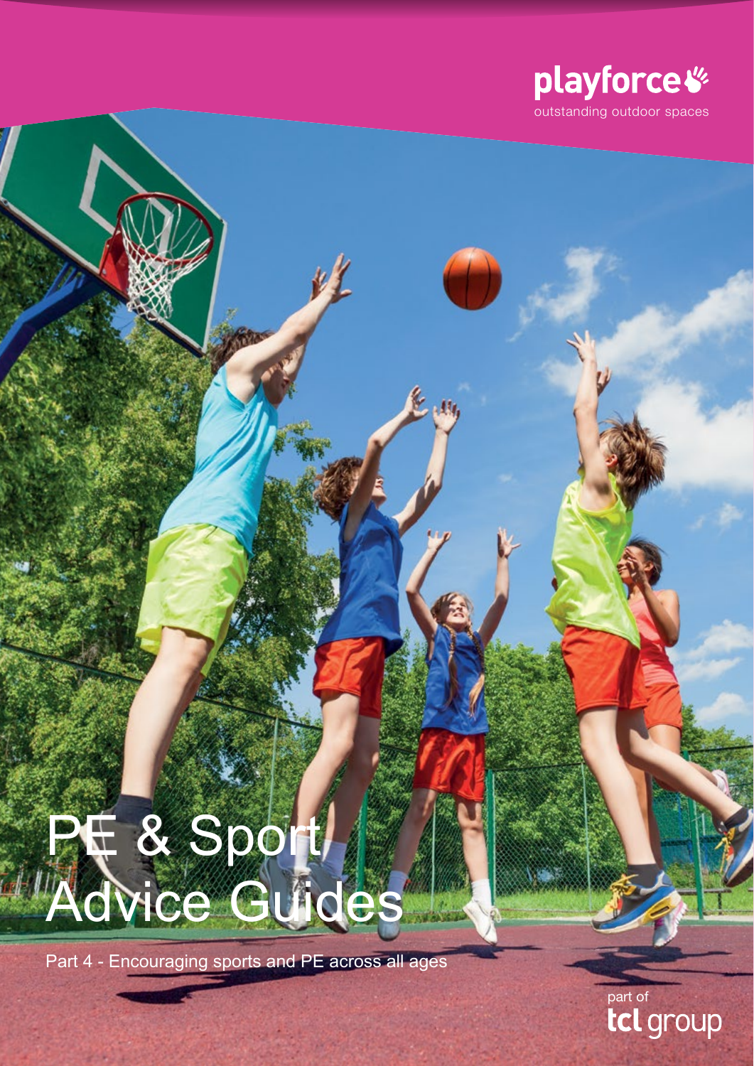playforce

outstanding outdoor spaces

# PE & Sport Advice Guides

Part 4 - Encouraging sports and PE across all ages

part of tcl group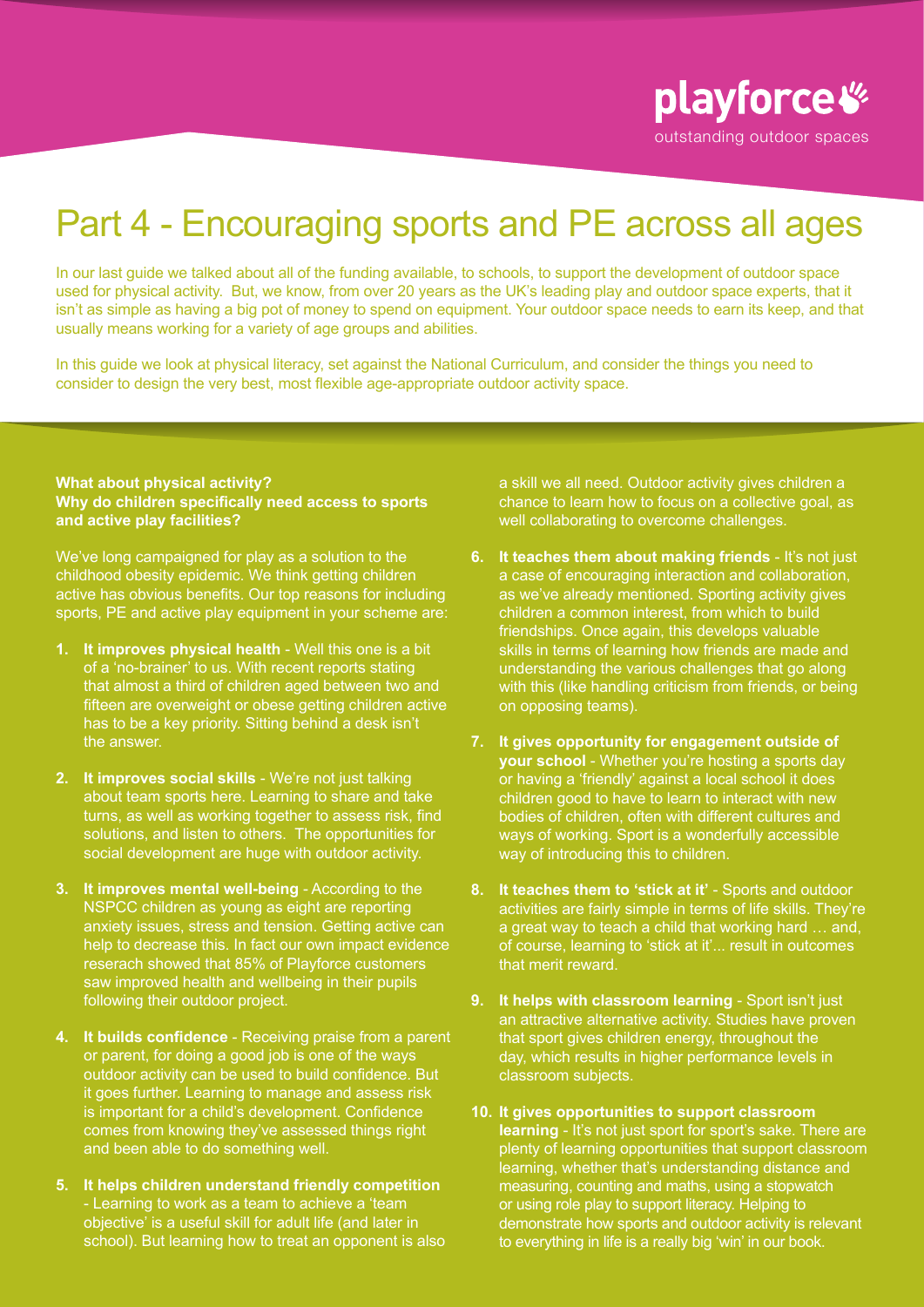# Part 4 - Encouraging sports and PE across all ages

In our last guide we talked about all of the funding available, to schools, to support the development of outdoor space used for physical activity. But, we know, from over 20 years as the UK's leading play and outdoor space experts, that it isn't as simple as having a big pot of money to spend on equipment. Your outdoor space needs to earn its keep, and that usually means working for a variety of age groups and abilities.

In this guide we look at physical literacy, set against the National Curriculum, and consider the things you need to consider to design the very best, most flexible age-appropriate outdoor activity space.

**What about physical activity?**
**Why do children specifically need access to sports and active play facilities?**

We've long campaigned for play as a solution to the childhood obesity epidemic. We think getting children active has obvious benefits. Our top reasons for including sports, PE and active play equipment in your scheme are:

1. **It improves physical health** - Well this one is a bit of a 'no-brainer' to us. With recent reports stating that almost a third of children aged between two and fifteen are overweight or obese getting children active has to be a key priority. Sitting behind a desk isn't the answer.

2. **It improves social skills** - We're not just talking about team sports here. Learning to share and take turns, as well as working together to assess risk, find solutions, and listen to others. The opportunities for social development are huge with outdoor activity.

3. **It improves mental well-being** - According to the NSPCC children as young as eight are reporting anxiety issues, stress and tension. Getting active can help to decrease this. In fact our own impact evidence reserach showed that 85% of Playforce customers saw improved health and wellbeing in their pupils following their outdoor project.

4. **It builds confidence** - Receiving praise from a parent or parent, for doing a good job is one of the ways outdoor activity can be used to build confidence. But it goes further. Learning to manage and assess risk is important for a child's development. Confidence comes from knowing they've assessed things right and been able to do something well.

5. **It helps children understand friendly competition** - Learning to work as a team to achieve a 'team objective' is a useful skill for adult life (and later in school). But learning how to treat an opponent is also a skill we all need. Outdoor activity gives children a chance to learn how to focus on a collective goal, as well collaborating to overcome challenges.

6. **It teaches them about making friends** - It's not just a case of encouraging interaction and collaboration, as we've already mentioned. Sporting activity gives children a common interest, from which to build friendships. Once again, this develops valuable skills in terms of learning how friends are made and understanding the various challenges that go along with this (like handling criticism from friends, or being on opposing teams).

7. **It gives opportunity for engagement outside of your school** - Whether you're hosting a sports day or having a 'friendly' against a local school it does children good to have to learn to interact with new bodies of children, often with different cultures and ways of working. Sport is a wonderfully accessible way of introducing this to children.

8. **It teaches them to 'stick at it'** - Sports and outdoor activities are fairly simple in terms of life skills. They're a great way to teach a child that working hard … and, of course, learning to 'stick at it'... result in outcomes that merit reward.

9. **It helps with classroom learning** - Sport isn't just an attractive alternative activity. Studies have proven that sport gives children energy, throughout the day, which results in higher performance levels in classroom subjects.

10. **It gives opportunities to support classroom learning** - It's not just sport for sport's sake. There are plenty of learning opportunities that support classroom learning, whether that's understanding distance and measuring, counting and maths, using a stopwatch or using role play to support literacy. Helping to demonstrate how sports and outdoor activity is relevant to everything in life is a really big 'win' in our book.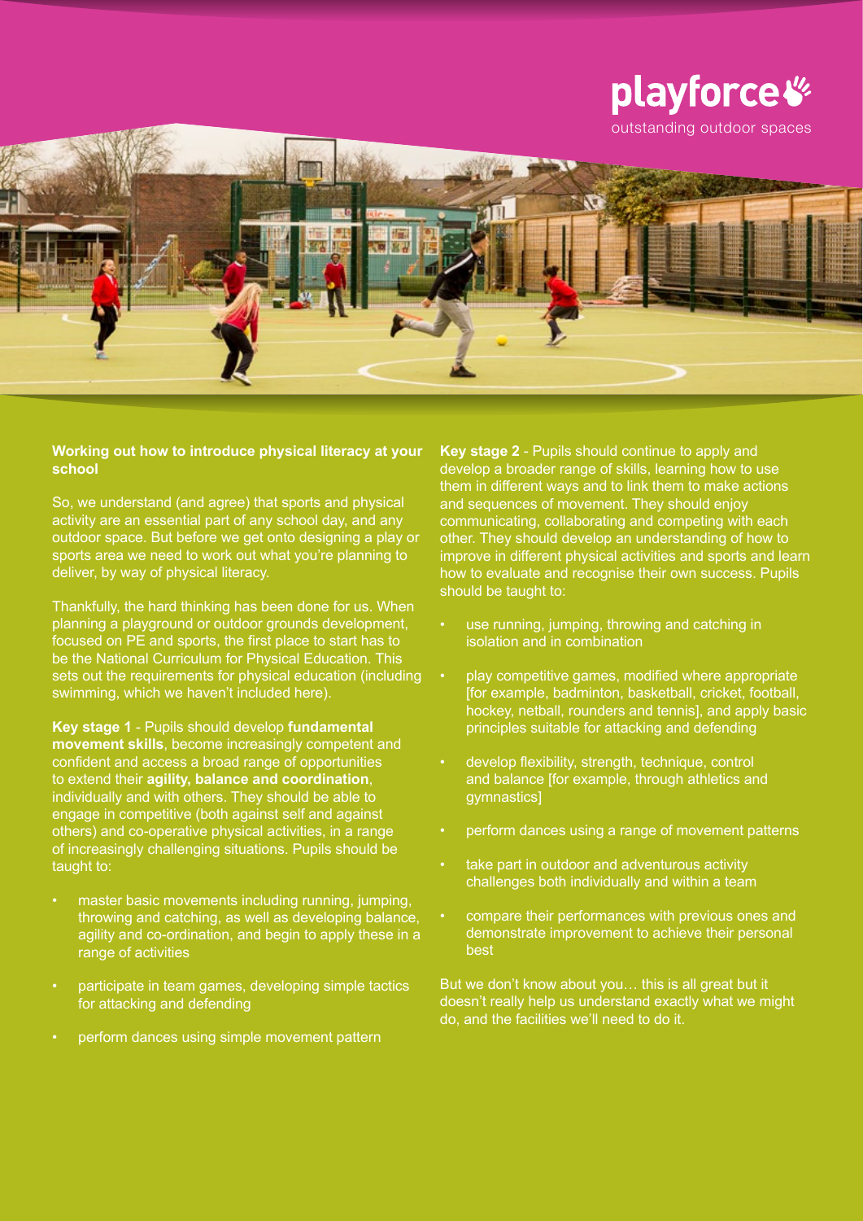playforce
outstanding outdoor spaces

## Working out how to introduce physical literacy at your school

So, we understand (and agree) that sports and physical activity are an essential part of any school day, and any outdoor space. But before we get onto designing a play or sports area we need to work out what you're planning to deliver, by way of physical literacy.

Thankfully, the hard thinking has been done for us. When planning a playground or outdoor grounds development, focused on PE and sports, the first place to start has to be the National Curriculum for Physical Education. This sets out the requirements for physical education (including swimming, which we haven't included here).

**Key stage 1** - Pupils should develop **fundamental movement skills**, become increasingly competent and confident and access a broad range of opportunities to extend their **agility, balance and coordination**, individually and with others. They should be able to engage in competitive (both against self and against others) and co-operative physical activities, in a range of increasingly challenging situations. Pupils should be taught to:

- master basic movements including running, jumping, throwing and catching, as well as developing balance, agility and co-ordination, and begin to apply these in a range of activities
- participate in team games, developing simple tactics for attacking and defending
- perform dances using simple movement pattern

**Key stage 2** - Pupils should continue to apply and develop a broader range of skills, learning how to use them in different ways and to link them to make actions and sequences of movement. They should enjoy communicating, collaborating and competing with each other. They should develop an understanding of how to improve in different physical activities and sports and learn how to evaluate and recognise their own success. Pupils should be taught to:

- use running, jumping, throwing and catching in isolation and in combination
- play competitive games, modified where appropriate [for example, badminton, basketball, cricket, football, hockey, netball, rounders and tennis], and apply basic principles suitable for attacking and defending
- develop flexibility, strength, technique, control and balance [for example, through athletics and gymnastics]
- perform dances using a range of movement patterns
- take part in outdoor and adventurous activity challenges both individually and within a team
- compare their performances with previous ones and demonstrate improvement to achieve their personal best

But we don't know about you… this is all great but it doesn't really help us understand exactly what we might do, and the facilities we'll need to do it.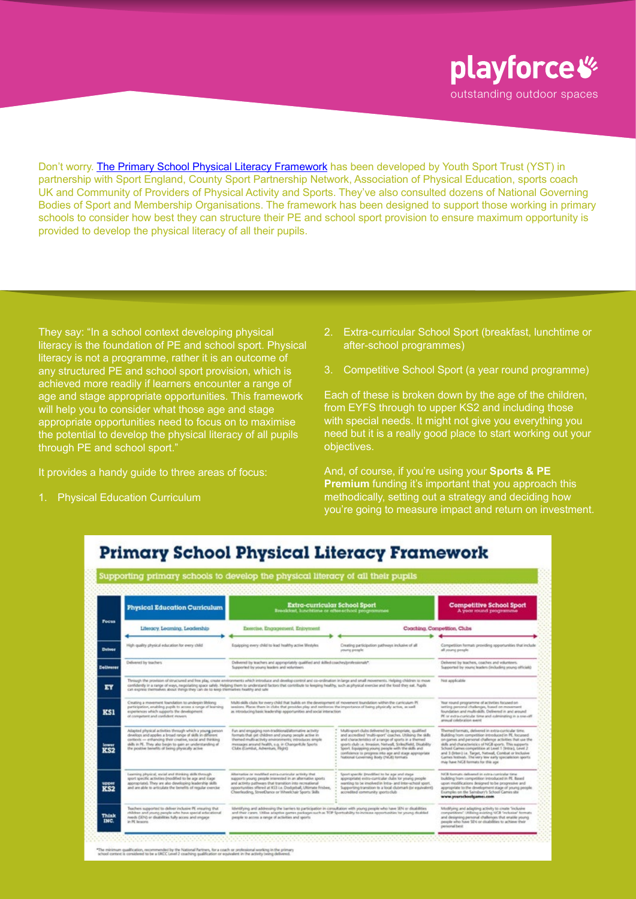Don't worry. The Primary School Physical Literacy Framework has been developed by Youth Sport Trust (YST) in partnership with Sport England, County Sport Partnership Network, Association of Physical Education, sports coach UK and Community of Providers of Physical Activity and Sports. They've also consulted dozens of National Governing Bodies of Sport and Membership Organisations. The framework has been designed to support those working in primary schools to consider how best they can structure their PE and school sport provision to ensure maximum opportunity is provided to develop the physical literacy of all their pupils.

They say: "In a school context developing physical literacy is the foundation of PE and school sport. Physical literacy is not a programme, rather it is an outcome of any structured PE and school sport provision, which is achieved more readily if learners encounter a range of age and stage appropriate opportunities. This framework will help you to consider what those age and stage appropriate opportunities need to focus on to maximise the potential to develop the physical literacy of all pupils through PE and school sport."

It provides a handy guide to three areas of focus:

1. Physical Education Curriculum
2. Extra-curricular School Sport (breakfast, lunchtime or after-school programmes)
3. Competitive School Sport (a year round programme)

Each of these is broken down by the age of the children, from EYFS through to upper KS2 and including those with special needs. It might not give you everything you need but it is a really good place to start working out your objectives.

And, of course, if you're using your **Sports & PE Premium** funding it's important that you approach this methodically, setting out a strategy and deciding how you're going to measure impact and return on investment.

## Primary School Physical Literacy Framework

Supporting primary schools to develop the physical literacy of all their pupils

| Focus | Physical Education Curriculum | Extra-curricular School Sport (Breakfast, lunchtime or after-school programmes) | | Competitive School Sport (A year round programme) |
|---|---|---|---|---|
| | Literacy, Learning, Leadership | Exercise, Engagement, Enjoyment | Coaching, Competition, Clubs | |
| Driver | High quality physical education for every child | Equipping every child to lead healthy active lifestyles | Creating participation pathways inclusive of all young people | Competition formats providing opportunities that include all young people |
| Deliverer | Delivered by teachers | Delivered by teachers and appropriately qualified and skilled coaches/professionals*. Supported by young leaders and volunteers | | Delivered by teachers, coaches and volunteers. Supported by young leaders (including young officials) |
| EY | Through the provision of structured and free play, create environments which introduce and develop control and co-ordination in large and small movements. Helping children to move confidently in a range of ways, negotiating space safely. Helping them to understand factors that contribute to keeping healthy, such as physical exercise and the food they eat. Pupils can express themselves about things they can do to keep themselves healthy and safe | | | Not applicable |
| KS1 | Creating a movement foundation to underpin lifelong participation, enabling pupils to access a range of learning experiences which supports the development of competent and confident movers | Multi-skills clubs for every child that builds on the development of movement foundation within the curriculum PE sessions. Places them in clubs that provides play and reinforces the importance of being physically active, as well as introducing basic leadership opportunities and social interaction | | Year round programme of activities focused on setting personal challenges, based on movement foundation and multi-skills. Delivered in and around PE or extra-curricular time and culminating in a one-off annual celebration event |
| lower KS2 | Adapted physical activities through which a young person develops and applies a broad range of skills in different contexts — enhancing their creative, social and thinking skills in PE. They also begin to gain an understanding of the positive benefits of being physically active | Fun and engaging non-traditional/alternative activity formats that get children and young people active in themed multi-activity environments, introduces simple messages around health, e.g. in Change4Life Sports Clubs (Combat, Adventure, Flight) | Multi-sport clubs delivered by appropriate, qualified and accredited 'multi-sport' coaches. Utilising the skills and characteristics of a range of sports in a themed sports club i.e. Invasion, Netwall, Strike/field, Disability Sport. Equipping young people with the skills and confidence to progress into age and stage appropriate National Governing Body (NGB) formats | Themed formats, delivered in extra-curricular time. Building from competition introduced in PE, focused on games and personal challenge activities that use the skills and characteristics of NGB sports. This supports School Games competition at Level 1 (Intra), Level 2 and 3 (Inter) i.e. Target, Netwall, Combat or Inclusive Games festivals. The very few early specialism sports may have NGB formats for this age |
| upper KS2 | Learning physical, social and thinking skills through sport specific activities (modified to be age and stage appropriate). They are also developing leadership skills and are able to articulate the benefits of regular exercise | Alternative or modified extra-curricular activity that supports young people interested in an alternative sports and activity pathways that transition into recreational opportunities offered at KS3 i.e. Dodgeball, Ultimate Frisbee, Cheerleading, StreetDance or Wheelchair Sports Skills | Sport specific (modified to be age and stage appropriate) extra-curricular clubs for young people wanting to be involved in intra- and inter-school sport. Supporting transition to a local clubmark (or equivalent) accredited community sports club | NGB formats delivered in extra-curricular time building from competition introduced in PE. Based upon modifications designed to be progressive and appropriate to the development stage of young people. Examples on the Sainsbury's School Games site www.yourschoolgames.com |
| Think INC. | Teachers supported to deliver inclusive PE ensuring that children and young people who have special educational needs (SEN) or disabilities fully access and engage in PE lessons | Identifying and addressing the barriers to participation in consultation with young people who have SEN or disabilities and their carers. Utilise adaptive games packages such as TOP Sportsability to increase opportunities for young disabled people to access a range of activities and sports | | Modifying and adapting activity to create 'Inclusive competitions' utilising existing NGB 'inclusive' formats and designing personal challenges that enable young people who have SEN or disabilities to achieve their personal best |

*The minimum qualification, recommended by the National Partners, for a coach or professional working in the primary school context is considered to be a UKCC Level 2 coaching qualification or equivalent in the activity being delivered.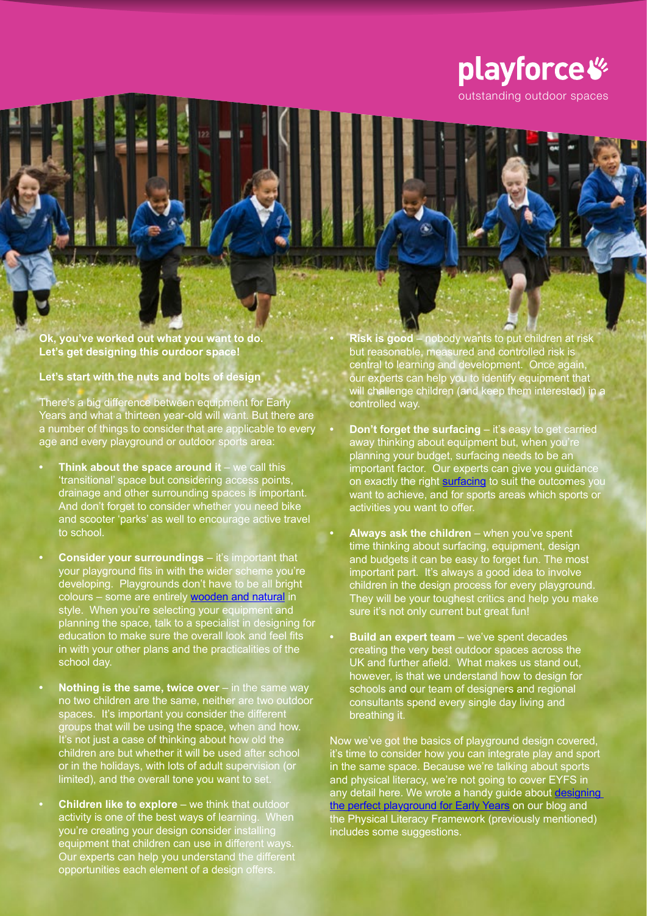**Ok, you've worked out what you want to do. Let's get designing this ourdoor space!**

**Let's start with the nuts and bolts of design**

There's a big difference between equipment for Early Years and what a thirteen year-old will want. But there are a number of things to consider that are applicable to every age and every playground or outdoor sports area:

- **Think about the space around it** – we call this 'transitional' space but considering access points, drainage and other surrounding spaces is important. And don't forget to consider whether you need bike and scooter 'parks' as well to encourage active travel to school.
- **Consider your surroundings** – it's important that your playground fits in with the wider scheme you're developing. Playgrounds don't have to be all bright colours – some are entirely wooden and natural in style. When you're selecting your equipment and planning the space, talk to a specialist in designing for education to make sure the overall look and feel fits in with your other plans and the practicalities of the school day.
- **Nothing is the same, twice over** – in the same way no two children are the same, neither are two outdoor spaces. It's important you consider the different groups that will be using the space, when and how. It's not just a case of thinking about how old the children are but whether it will be used after school or in the holidays, with lots of adult supervision (or limited), and the overall tone you want to set.
- **Children like to explore** – we think that outdoor activity is one of the best ways of learning. When you're creating your design consider installing equipment that children can use in different ways. Our experts can help you understand the different opportunities each element of a design offers.
- **Risk is good** – nobody wants to put children at risk but reasonable, measured and controlled risk is central to learning and development. Once again, our experts can help you to identify equipment that will challenge children (and keep them interested) in a controlled way.
- **Don't forget the surfacing** – it's easy to get carried away thinking about equipment but, when you're planning your budget, surfacing needs to be an important factor. Our experts can give you guidance on exactly the right surfacing to suit the outcomes you want to achieve, and for sports areas which sports or activities you want to offer.
- **Always ask the children** – when you've spent time thinking about surfacing, equipment, design and budgets it can be easy to forget fun. The most important part. It's always a good idea to involve children in the design process for every playground. They will be your toughest critics and help you make sure it's not only current but great fun!
- **Build an expert team** – we've spent decades creating the very best outdoor spaces across the UK and further afield. What makes us stand out, however, is that we understand how to design for schools and our team of designers and regional consultants spend every single day living and breathing it.

Now we've got the basics of playground design covered, it's time to consider how you can integrate play and sport in the same space. Because we're talking about sports and physical literacy, we're not going to cover EYFS in any detail here. We wrote a handy guide about designing the perfect playground for Early Years on our blog and the Physical Literacy Framework (previously mentioned) includes some suggestions.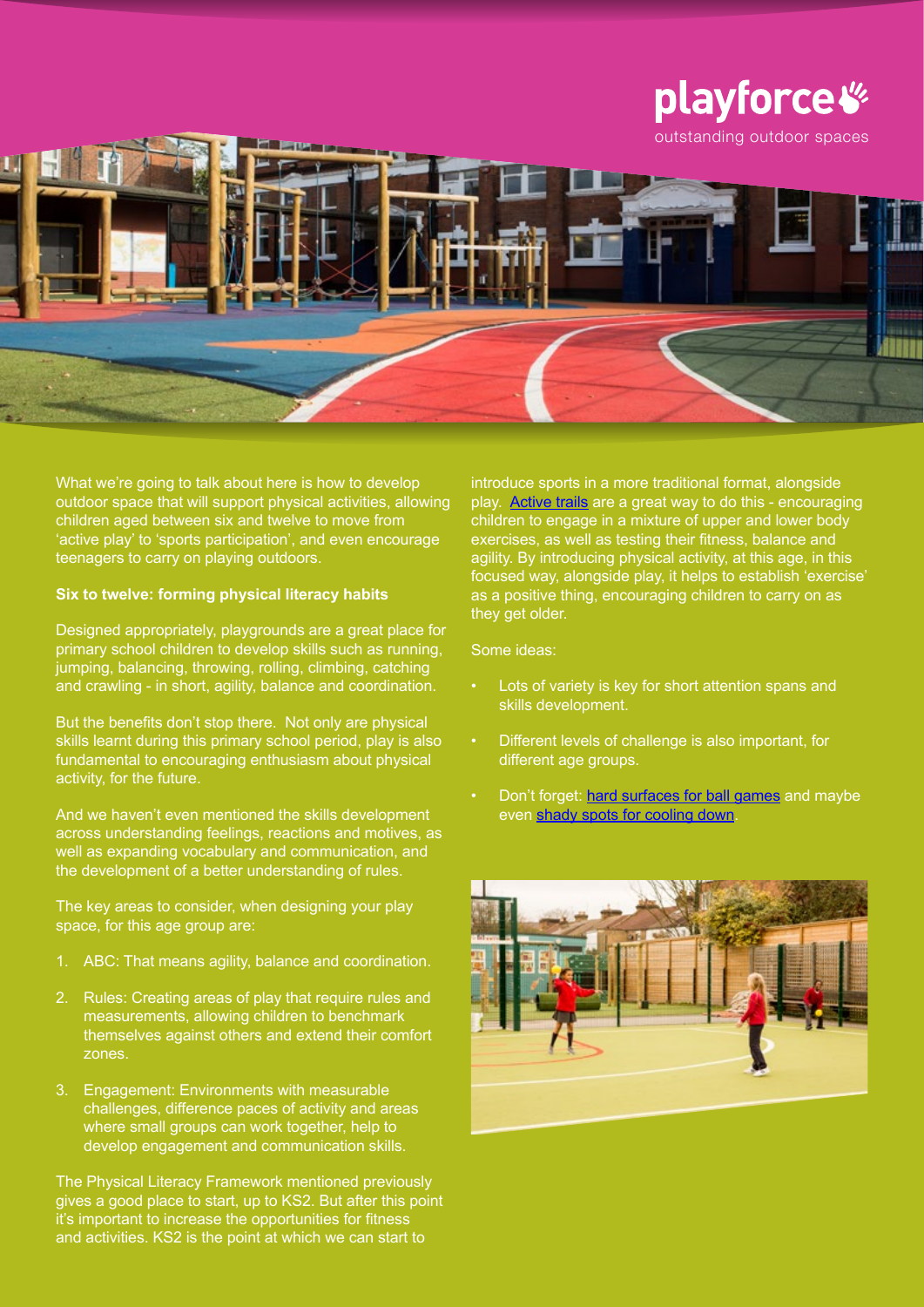What we're going to talk about here is how to develop outdoor space that will support physical activities, allowing children aged between six and twelve to move from 'active play' to 'sports participation', and even encourage teenagers to carry on playing outdoors.

**Six to twelve: forming physical literacy habits**

Designed appropriately, playgrounds are a great place for primary school children to develop skills such as running, jumping, balancing, throwing, rolling, climbing, catching and crawling - in short, agility, balance and coordination.

But the benefits don't stop there. Not only are physical skills learnt during this primary school period, play is also fundamental to encouraging enthusiasm about physical activity, for the future.

And we haven't even mentioned the skills development across understanding feelings, reactions and motives, as well as expanding vocabulary and communication, and the development of a better understanding of rules.

The key areas to consider, when designing your play space, for this age group are:

1. ABC: That means agility, balance and coordination.
2. Rules: Creating areas of play that require rules and measurements, allowing children to benchmark themselves against others and extend their comfort zones.
3. Engagement: Environments with measurable challenges, difference paces of activity and areas where small groups can work together, help to develop engagement and communication skills.

The Physical Literacy Framework mentioned previously gives a good place to start, up to KS2. But after this point it's important to increase the opportunities for fitness and activities. KS2 is the point at which we can start to introduce sports in a more traditional format, alongside play. Active trails are a great way to do this - encouraging children to engage in a mixture of upper and lower body exercises, as well as testing their fitness, balance and agility. By introducing physical activity, at this age, in this focused way, alongside play, it helps to establish 'exercise' as a positive thing, encouraging children to carry on as they get older.

Some ideas:

- Lots of variety is key for short attention spans and skills development.
- Different levels of challenge is also important, for different age groups.
- Don't forget: hard surfaces for ball games and maybe even shady spots for cooling down.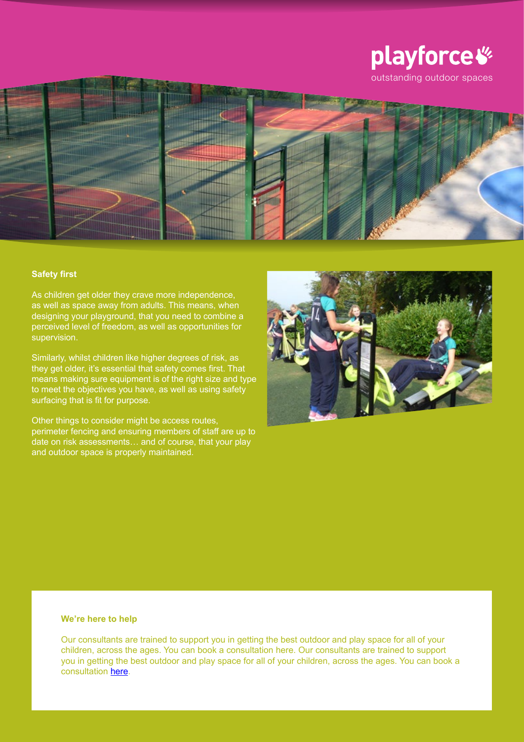playforce
outstanding outdoor spaces

### Safety first

As children get older they crave more independence, as well as space away from adults. This means, when designing your playground, that you need to combine a perceived level of freedom, as well as opportunities for supervision.

Similarly, whilst children like higher degrees of risk, as they get older, it's essential that safety comes first. That means making sure equipment is of the right size and type to meet the objectives you have, as well as using safety surfacing that is fit for purpose.

Other things to consider might be access routes, perimeter fencing and ensuring members of staff are up to date on risk assessments… and of course, that your play and outdoor space is properly maintained.

### We're here to help

Our consultants are trained to support you in getting the best outdoor and play space for all of your children, across the ages. You can book a consultation here. Our consultants are trained to support you in getting the best outdoor and play space for all of your children, across the ages. You can book a consultation here.